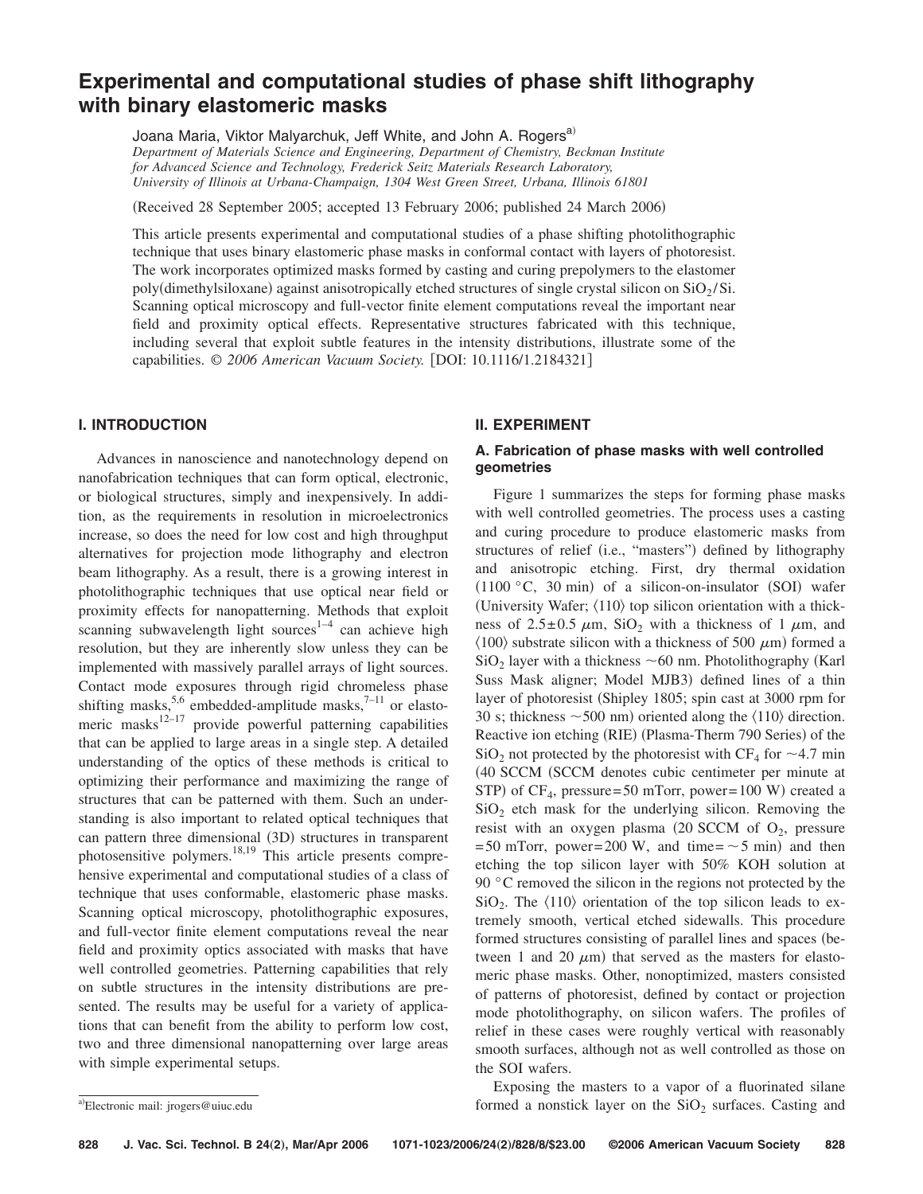# Experimental and computational studies of phase shift lithography with binary elastomeric masks

Joana Maria, Viktor Malyarchuk, Jeff White, and John A. Rogers[a]

*Department of Materials Science and Engineering, Department of Chemistry, Beckman Institute for Advanced Science and Technology, Frederick Seitz Materials Research Laboratory, University of Illinois at Urbana-Champaign, 1304 West Green Street, Urbana, Illinois 61801*

(Received 28 September 2005; accepted 13 February 2006; published 24 March 2006)

This article presents experimental and computational studies of a phase shifting photolithographic technique that uses binary elastomeric phase masks in conformal contact with layers of photoresist. The work incorporates optimized masks formed by casting and curing prepolymers to the elastomer poly(dimethylsiloxane) against anisotropically etched structures of single crystal silicon on $SiO_2/Si$. Scanning optical microscopy and full-vector finite element computations reveal the important near field and proximity optical effects. Representative structures fabricated with this technique, including several that exploit subtle features in the intensity distributions, illustrate some of the capabilities. © *2006 American Vacuum Society.* [DOI: 10.1116/1.2184321]

## I. INTRODUCTION

Advances in nanoscience and nanotechnology depend on nanofabrication techniques that can form optical, electronic, or biological structures, simply and inexpensively. In addition, as the requirements in resolution in microelectronics increase, so does the need for low cost and high throughput alternatives for projection mode lithography and electron beam lithography. As a result, there is a growing interest in photolithographic techniques that use optical near field or proximity effects for nanopatterning. Methods that exploit scanning subwavelength light sources[1–4] can achieve high resolution, but they are inherently slow unless they can be implemented with massively parallel arrays of light sources. Contact mode exposures through rigid chromeless phase shifting masks,[5,6] embedded-amplitude masks,[7–11] or elastomeric masks[12–17] provide powerful patterning capabilities that can be applied to large areas in a single step. A detailed understanding of the optics of these methods is critical to optimizing their performance and maximizing the range of structures that can be patterned with them. Such an understanding is also important to related optical techniques that can pattern three dimensional (3D) structures in transparent photosensitive polymers.[18,19] This article presents comprehensive experimental and computational studies of a class of technique that uses conformable, elastomeric phase masks. Scanning optical microscopy, photolithographic exposures, and full-vector finite element computations reveal the near field and proximity optics associated with masks that have well controlled geometries. Patterning capabilities that rely on subtle structures in the intensity distributions are presented. The results may be useful for a variety of applications that can benefit from the ability to perform low cost, two and three dimensional nanopatterning over large areas with simple experimental setups.

## II. EXPERIMENT

### A. Fabrication of phase masks with well controlled geometries

Figure 1 summarizes the steps for forming phase masks with well controlled geometries. The process uses a casting and curing procedure to produce elastomeric masks from structures of relief (i.e., "masters") defined by lithography and anisotropic etching. First, dry thermal oxidation (1100 °C, 30 min) of a silicon-on-insulator (SOI) wafer (University Wafer; ⟨110⟩ top silicon orientation with a thickness of $2.5 \pm 0.5$ μm, $SiO_2$ with a thickness of 1 μm, and ⟨100⟩ substrate silicon with a thickness of 500 μm) formed a $SiO_2$ layer with a thickness ~60 nm. Photolithography (Karl Suss Mask aligner; Model MJB3) defined lines of a thin layer of photoresist (Shipley 1805; spin cast at 3000 rpm for 30 s; thickness ~500 nm) oriented along the ⟨110⟩ direction. Reactive ion etching (RIE) (Plasma-Therm 790 Series) of the $SiO_2$ not protected by the photoresist with $CF_4$ for ~4.7 min (40 SCCM (SCCM denotes cubic centimeter per minute at STP) of $CF_4$, pressure=50 mTorr, power=100 W) created a $SiO_2$ etch mask for the underlying silicon. Removing the resist with an oxygen plasma (20 SCCM of $O_2$, pressure =50 mTorr, power=200 W, and time= ~5 min) and then etching the top silicon layer with 50% KOH solution at 90 °C removed the silicon in the regions not protected by the $SiO_2$. The ⟨110⟩ orientation of the top silicon leads to extremely smooth, vertical etched sidewalls. This procedure formed structures consisting of parallel lines and spaces (between 1 and 20 μm) that served as the masters for elastomeric phase masks. Other, nonoptimized, masters consisted of patterns of photoresist, defined by contact or projection mode photolithography, on silicon wafers. The profiles of relief in these cases were roughly vertical with reasonably smooth surfaces, although not as well controlled as those on the SOI wafers.

Exposing the masters to a vapor of a fluorinated silane formed a nonstick layer on the $SiO_2$ surfaces. Casting and

[a]Electronic mail: jrogers@uiuc.edu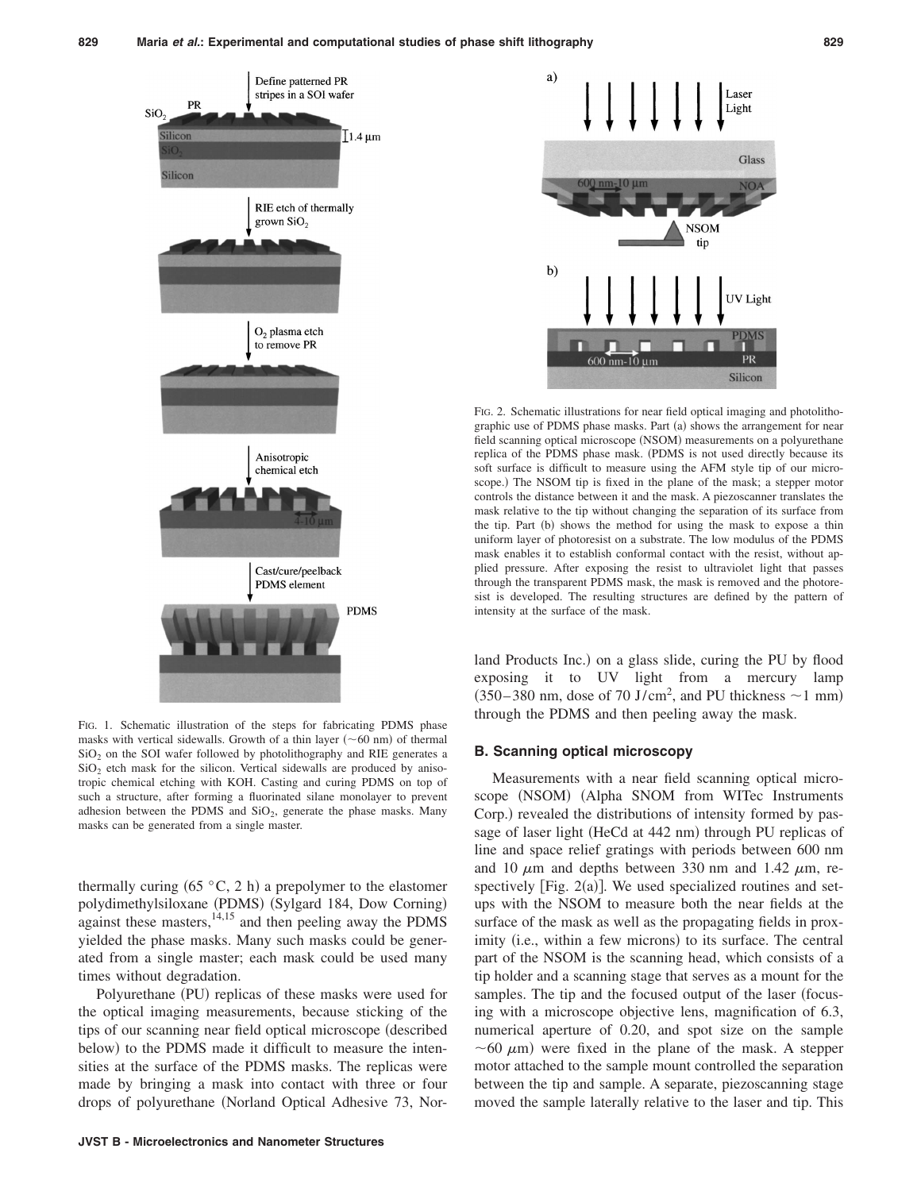Define patterned PR stripes in a SOI wafer

$SiO_2$

PR

Silicon

$SiO_2$

Silicon

1.4 μm

RIE etch of thermally grown $SiO_2$

$O_2$ plasma etch to remove PR

Anisotropic chemical etch

4-10 μm

Cast/cure/peelback PDMS element

PDMS

FIG. 1. Schematic illustration of the steps for fabricating PDMS phase masks with vertical sidewalls. Growth of a thin layer (~60 nm) of thermal $SiO_2$ on the SOI wafer followed by photolithography and RIE generates a $SiO_2$ etch mask for the silicon. Vertical sidewalls are produced by anisotropic chemical etching with KOH. Casting and curing PDMS on top of such a structure, after forming a fluorinated silane monolayer to prevent adhesion between the PDMS and $SiO_2$, generate the phase masks. Many masks can be generated from a single master.

thermally curing (65 °C, 2 h) a prepolymer to the elastomer polydimethylsiloxane (PDMS) (Sylgard 184, Dow Corning) against these masters,[14,15] and then peeling away the PDMS yielded the phase masks. Many such masks could be generated from a single master; each mask could be used many times without degradation.

Polyurethane (PU) replicas of these masks were used for the optical imaging measurements, because sticking of the tips of our scanning near field optical microscope (described below) to the PDMS made it difficult to measure the intensities at the surface of the PDMS masks. The replicas were made by bringing a mask into contact with three or four drops of polyurethane (Norland Optical Adhesive 73, Norland Products Inc.) on a glass slide, curing the PU by flood exposing it to UV light from a mercury lamp (350–380 nm, dose of 70 J/cm$^2$, and PU thickness ~1 mm) through the PDMS and then peeling away the mask.

a)

Laser Light

Glass

600 nm-10 μm

NOA

NSOM tip

b)

UV Light

PDMS

600 nm-10 μm

PR

Silicon

FIG. 2. Schematic illustrations for near field optical imaging and photolithographic use of PDMS phase masks. Part (a) shows the arrangement for near field scanning optical microscope (NSOM) measurements on a polyurethane replica of the PDMS phase mask. (PDMS is not used directly because its soft surface is difficult to measure using the AFM style tip of our microscope.) The NSOM tip is fixed in the plane of the mask; a stepper motor controls the distance between it and the mask. A piezoscanner translates the mask relative to the tip without changing the separation of its surface from the tip. Part (b) shows the method for using the mask to expose a thin uniform layer of photoresist on a substrate. The low modulus of the PDMS mask enables it to establish conformal contact with the resist, without applied pressure. After exposing the resist to ultraviolet light that passes through the transparent PDMS mask, the mask is removed and the photoresist is developed. The resulting structures are defined by the pattern of intensity at the surface of the mask.

### B. Scanning optical microscopy

Measurements with a near field scanning optical microscope (NSOM) (Alpha SNOM from WITec Instruments Corp.) revealed the distributions of intensity formed by passage of laser light (HeCd at 442 nm) through PU replicas of line and space relief gratings with periods between 600 nm and 10 μm and depths between 330 nm and 1.42 μm, respectively [Fig. 2(a)]. We used specialized routines and setups with the NSOM to measure both the near fields at the surface of the mask as well as the propagating fields in proximity (i.e., within a few microns) to its surface. The central part of the NSOM is the scanning head, which consists of a tip holder and a scanning stage that serves as a mount for the samples. The tip and the focused output of the laser (focusing with a microscope objective lens, magnification of 6.3, numerical aperture of 0.20, and spot size on the sample ~60 μm) were fixed in the plane of the mask. A stepper motor attached to the sample mount controlled the separation between the tip and sample. A separate, piezoscanning stage moved the sample laterally relative to the laser and tip. This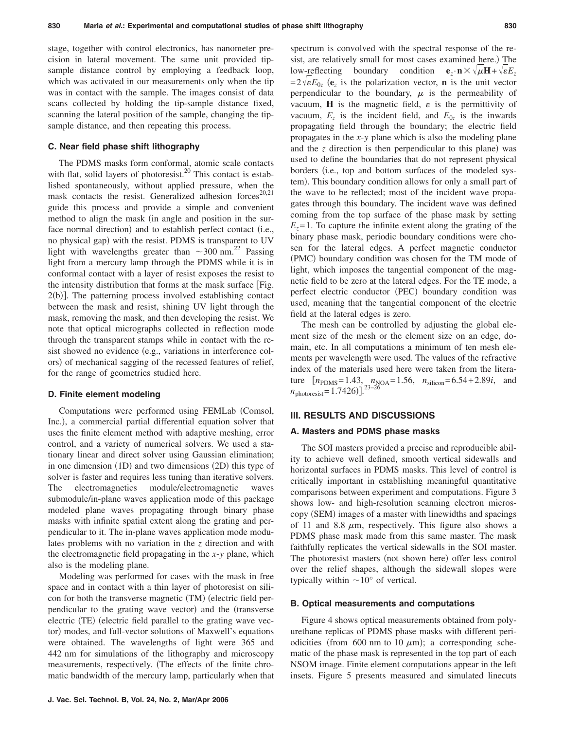stage, together with control electronics, has nanometer precision in lateral movement. The same unit provided tip-sample distance control by employing a feedback loop, which was activated in our measurements only when the tip was in contact with the sample. The images consist of data scans collected by holding the tip-sample distance fixed, scanning the lateral position of the sample, changing the tip-sample distance, and then repeating this process.

### C. Near field phase shift lithography

The PDMS masks form conformal, atomic scale contacts with flat, solid layers of photoresist.[20] This contact is established spontaneously, without applied pressure, when the mask contacts the resist. Generalized adhesion forces[20,21] guide this process and provide a simple and convenient method to align the mask (in angle and position in the surface normal direction) and to establish perfect contact (i.e., no physical gap) with the resist. PDMS is transparent to UV light with wavelengths greater than $\sim$300 nm.[22] Passing light from a mercury lamp through the PDMS while it is in conformal contact with a layer of resist exposes the resist to the intensity distribution that forms at the mask surface [Fig. 2(b)]. The patterning process involved establishing contact between the mask and resist, shining UV light through the mask, removing the mask, and then developing the resist. We note that optical micrographs collected in reflection mode through the transparent stamps while in contact with the resist showed no evidence (e.g., variations in interference colors) of mechanical sagging of the recessed features of relief, for the range of geometries studied here.

### D. Finite element modeling

Computations were performed using FEMLab (Comsol, Inc.), a commercial partial differential equation solver that uses the finite element method with adaptive meshing, error control, and a variety of numerical solvers. We used a stationary linear and direct solver using Gaussian elimination; in one dimension (1D) and two dimensions (2D) this type of solver is faster and requires less tuning than iterative solvers. The electromagnetics module/electromagnetic waves submodule/in-plane waves application mode of this package modeled plane waves propagating through binary phase masks with infinite spatial extent along the grating and perpendicular to it. The in-plane waves application mode modulates problems with no variation in the $z$ direction and with the electromagnetic field propagating in the $x$-$y$ plane, which also is the modeling plane.

Modeling was performed for cases with the mask in free space and in contact with a thin layer of photoresist on silicon for both the transverse magnetic (TM) (electric field perpendicular to the grating wave vector) and the (transverse electric (TE) (electric field parallel to the grating wave vector) modes, and full-vector solutions of Maxwell's equations were obtained. The wavelengths of light were 365 and 442 nm for simulations of the lithography and microscopy measurements, respectively. (The effects of the finite chromatic bandwidth of the mercury lamp, particularly when that spectrum is convolved with the spectral response of the resist, are relatively small for most cases examined here.) The low-reflecting boundary condition $\mathbf{e}_z \cdot \mathbf{n} \times \sqrt{\mu}\mathbf{H} + \sqrt{\varepsilon}E_z = 2\sqrt{\varepsilon}E_{0z}$ ($\mathbf{e}_z$ is the polarization vector, $\mathbf{n}$ is the unit vector perpendicular to the boundary, $\mu$ is the permeability of vacuum, $\mathbf{H}$ is the magnetic field, $\varepsilon$ is the permittivity of vacuum, $E_z$ is the incident field, and $E_{0z}$ is the inwards propagating field through the boundary; the electric field propagates in the $x$-$y$ plane which is also the modeling plane and the $z$ direction is then perpendicular to this plane) was used to define the boundaries that do not represent physical borders (i.e., top and bottom surfaces of the modeled system). This boundary condition allows for only a small part of the wave to be reflected; most of the incident wave propagates through this boundary. The incident wave was defined coming from the top surface of the phase mask by setting $E_z = 1$. To capture the infinite extent along the grating of the binary phase mask, periodic boundary conditions were chosen for the lateral edges. A perfect magnetic conductor (PMC) boundary condition was chosen for the TM mode of light, which imposes the tangential component of the magnetic field to be zero at the lateral edges. For the TE mode, a perfect electric conductor (PEC) boundary condition was used, meaning that the tangential component of the electric field at the lateral edges is zero.

The mesh can be controlled by adjusting the global element size of the mesh or the element size on an edge, domain, etc. In all computations a minimum of ten mesh elements per wavelength were used. The values of the refractive index of the materials used here were taken from the literature [$n_{\text{PDMS}} = 1.43$, $n_{\text{NOA}} = 1.56$, $n_{\text{silicon}} = 6.54 + 2.89i$, and $n_{\text{photoresist}} = 1.7426$)].[23–26]

## III. RESULTS AND DISCUSSIONS

### A. Masters and PDMS phase masks

The SOI masters provided a precise and reproducible ability to achieve well defined, smooth vertical sidewalls and horizontal surfaces in PDMS masks. This level of control is critically important in establishing meaningful quantitative comparisons between experiment and computations. Figure 3 shows low- and high-resolution scanning electron microscopy (SEM) images of a master with linewidths and spacings of 11 and 8.8 $\mu$m, respectively. This figure also shows a PDMS phase mask made from this same master. The mask faithfully replicates the vertical sidewalls in the SOI master. The photoresist masters (not shown here) offer less control over the relief shapes, although the sidewall slopes were typically within $\sim 10°$ of vertical.

### B. Optical measurements and computations

Figure 4 shows optical measurements obtained from polyurethane replicas of PDMS phase masks with different periodicities (from 600 nm to 10 $\mu$m); a corresponding schematic of the phase mask is represented in the top part of each NSOM image. Finite element computations appear in the left insets. Figure 5 presents measured and simulated linecuts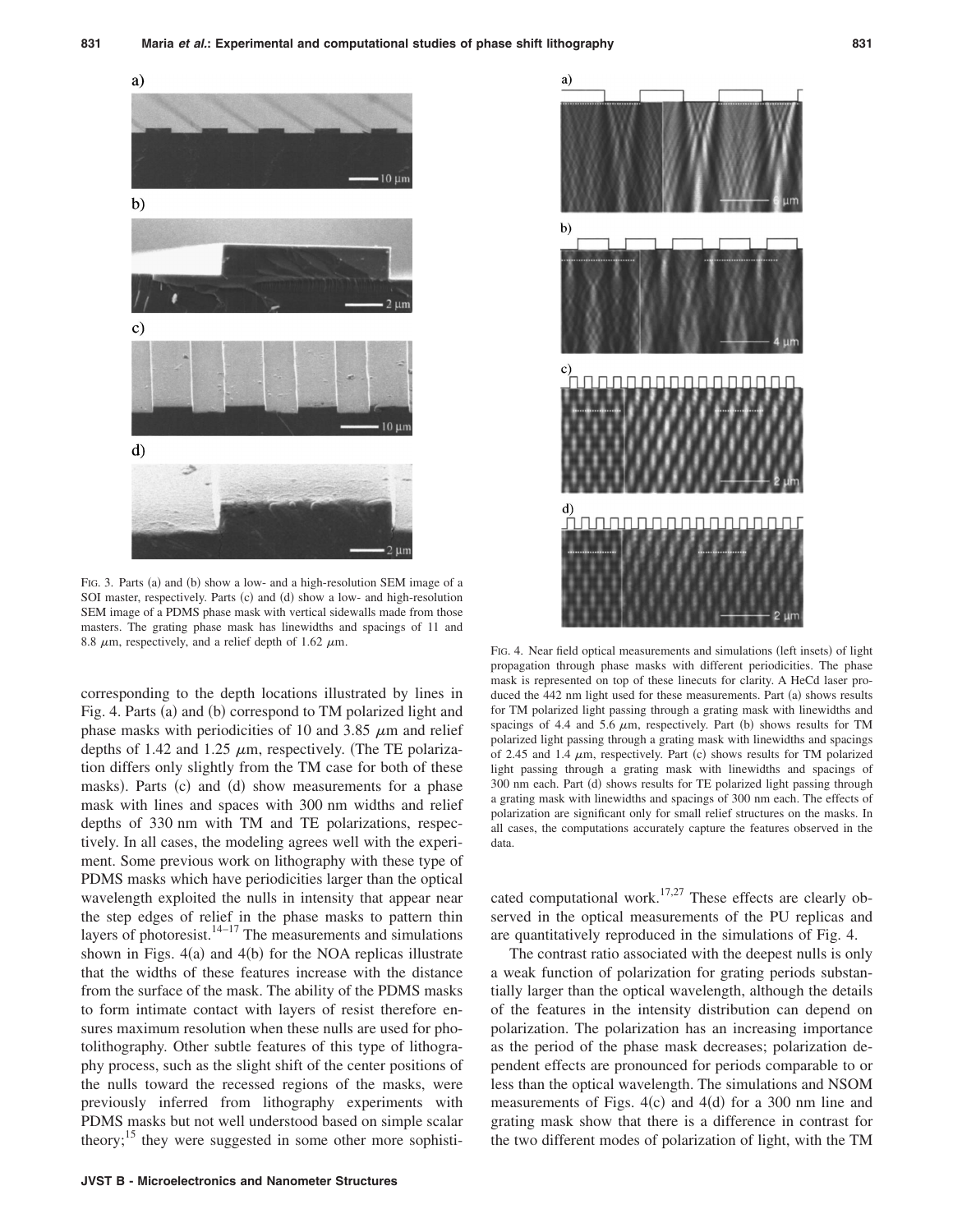FIG. 3. Parts (a) and (b) show a low- and a high-resolution SEM image of a SOI master, respectively. Parts (c) and (d) show a low- and high-resolution SEM image of a PDMS phase mask with vertical sidewalls made from those masters. The grating phase mask has linewidths and spacings of 11 and 8.8 $\mu$m, respectively, and a relief depth of 1.62 $\mu$m.

FIG. 4. Near field optical measurements and simulations (left insets) of light propagation through phase masks with different periodicities. The phase mask is represented on top of these linecuts for clarity. A HeCd laser produced the 442 nm light used for these measurements. Part (a) shows results for TM polarized light passing through a grating mask with linewidths and spacings of 4.4 and 5.6 $\mu$m, respectively. Part (b) shows results for TM polarized light passing through a grating mask with linewidths and spacings of 2.45 and 1.4 $\mu$m, respectively. Part (c) shows results for TM polarized light passing through a grating mask with linewidths and spacings of 300 nm each. Part (d) shows results for TE polarized light passing through a grating mask with linewidths and spacings of 300 nm each. The effects of polarization are significant only for small relief structures on the masks. In all cases, the computations accurately capture the features observed in the data.

corresponding to the depth locations illustrated by lines in Fig. 4. Parts (a) and (b) correspond to TM polarized light and phase masks with periodicities of 10 and 3.85 $\mu$m and relief depths of 1.42 and 1.25 $\mu$m, respectively. (The TE polarization differs only slightly from the TM case for both of these masks). Parts (c) and (d) show measurements for a phase mask with lines and spaces with 300 nm widths and relief depths of 330 nm with TM and TE polarizations, respectively. In all cases, the modeling agrees well with the experiment. Some previous work on lithography with these type of PDMS masks which have periodicities larger than the optical wavelength exploited the nulls in intensity that appear near the step edges of relief in the phase masks to pattern thin layers of photoresist.[14–17] The measurements and simulations shown in Figs. 4(a) and 4(b) for the NOA replicas illustrate that the widths of these features increase with the distance from the surface of the mask. The ability of the PDMS masks to form intimate contact with layers of resist therefore ensures maximum resolution when these nulls are used for photolithography. Other subtle features of this type of lithography process, such as the slight shift of the center positions of the nulls toward the recessed regions of the masks, were previously inferred from lithography experiments with PDMS masks but not well understood based on simple scalar theory;[15] they were suggested in some other more sophisticated computational work.[17,27] These effects are clearly observed in the optical measurements of the PU replicas and are quantitatively reproduced in the simulations of Fig. 4.

The contrast ratio associated with the deepest nulls is only a weak function of polarization for grating periods substantially larger than the optical wavelength, although the details of the features in the intensity distribution can depend on polarization. The polarization has an increasing importance as the period of the phase mask decreases; polarization dependent effects are pronounced for periods comparable to or less than the optical wavelength. The simulations and NSOM measurements of Figs. 4(c) and 4(d) for a 300 nm line and grating mask show that there is a difference in contrast for the two different modes of polarization of light, with the TM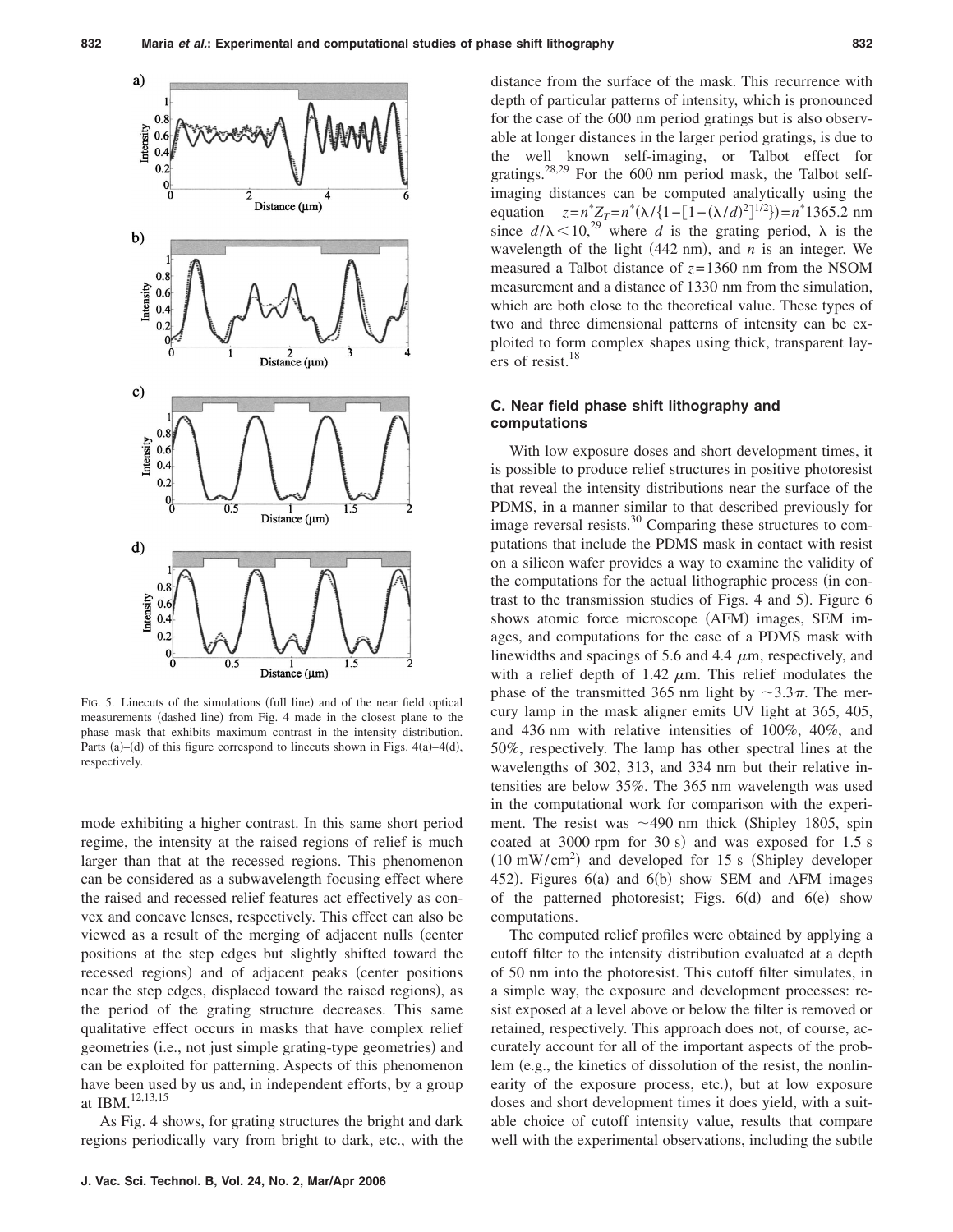a)

Intensity

0 0.2 0.4 0.6 0.8 1

0 2 4 6

Distance (μm)

b)

Intensity

0 0.2 0.4 0.6 0.8 1

0 1 2 3 4

Distance (μm)

c)

Intensity

0 0.2 0.4 0.6 0.8 1

0 0.5 1 1.5 2

Distance (μm)

d)

Intensity

0 0.2 0.4 0.6 0.8 1

0 0.5 1 1.5 2

Distance (μm)

FIG. 5. Linecuts of the simulations (full line) and of the near field optical measurements (dashed line) from Fig. 4 made in the closest plane to the phase mask that exhibits maximum contrast in the intensity distribution. Parts (a)–(d) of this figure correspond to linecuts shown in Figs. 4(a)–4(d), respectively.

mode exhibiting a higher contrast. In this same short period regime, the intensity at the raised regions of relief is much larger than that at the recessed regions. This phenomenon can be considered as a subwavelength focusing effect where the raised and recessed relief features act effectively as convex and concave lenses, respectively. This effect can also be viewed as a result of the merging of adjacent nulls (center positions at the step edges but slightly shifted toward the recessed regions) and of adjacent peaks (center positions near the step edges, displaced toward the raised regions), as the period of the grating structure decreases. This same qualitative effect occurs in masks that have complex relief geometries (i.e., not just simple grating-type geometries) and can be exploited for patterning. Aspects of this phenomenon have been used by us and, in independent efforts, by a group at IBM.[12,13,15]

As Fig. 4 shows, for grating structures the bright and dark regions periodically vary from bright to dark, etc., with the distance from the surface of the mask. This recurrence with depth of particular patterns of intensity, which is pronounced for the case of the 600 nm period gratings but is also observable at longer distances in the larger period gratings, is due to the well known self-imaging, or Talbot effect for gratings.[28,29] For the 600 nm period mask, the Talbot self-imaging distances can be computed analytically using the equation $z=n^{*}Z_T=n^{*}(\lambda/\{1-[1-(\lambda/d)^2]^{1/2}\})=n^{*}1365.2$ nm since $d/\lambda<10$,[29] where $d$ is the grating period, $\lambda$ is the wavelength of the light (442 nm), and $n$ is an integer. We measured a Talbot distance of $z=1360$ nm from the NSOM measurement and a distance of 1330 nm from the simulation, which are both close to the theoretical value. These types of two and three dimensional patterns of intensity can be exploited to form complex shapes using thick, transparent layers of resist.[18]

### C. Near field phase shift lithography and computations

With low exposure doses and short development times, it is possible to produce relief structures in positive photoresist that reveal the intensity distributions near the surface of the PDMS, in a manner similar to that described previously for image reversal resists.[30] Comparing these structures to computations that include the PDMS mask in contact with resist on a silicon wafer provides a way to examine the validity of the computations for the actual lithographic process (in contrast to the transmission studies of Figs. 4 and 5). Figure 6 shows atomic force microscope (AFM) images, SEM images, and computations for the case of a PDMS mask with linewidths and spacings of 5.6 and 4.4 $\mu$m, respectively, and with a relief depth of 1.42 $\mu$m. This relief modulates the phase of the transmitted 365 nm light by $\sim 3.3\pi$. The mercury lamp in the mask aligner emits UV light at 365, 405, and 436 nm with relative intensities of 100%, 40%, and 50%, respectively. The lamp has other spectral lines at the wavelengths of 302, 313, and 334 nm but their relative intensities are below 35%. The 365 nm wavelength was used in the computational work for comparison with the experiment. The resist was $\sim$490 nm thick (Shipley 1805, spin coated at 3000 rpm for 30 s) and was exposed for 1.5 s ($10\ \text{mW/cm}^2$) and developed for 15 s (Shipley developer 452). Figures 6(a) and 6(b) show SEM and AFM images of the patterned photoresist; Figs. 6(d) and 6(e) show computations.

The computed relief profiles were obtained by applying a cutoff filter to the intensity distribution evaluated at a depth of 50 nm into the photoresist. This cutoff filter simulates, in a simple way, the exposure and development processes: resist exposed at a level above or below the filter is removed or retained, respectively. This approach does not, of course, accurately account for all of the important aspects of the problem (e.g., the kinetics of dissolution of the resist, the nonlinearity of the exposure process, etc.), but at low exposure doses and short development times it does yield, with a suitable choice of cutoff intensity value, results that compare well with the experimental observations, including the subtle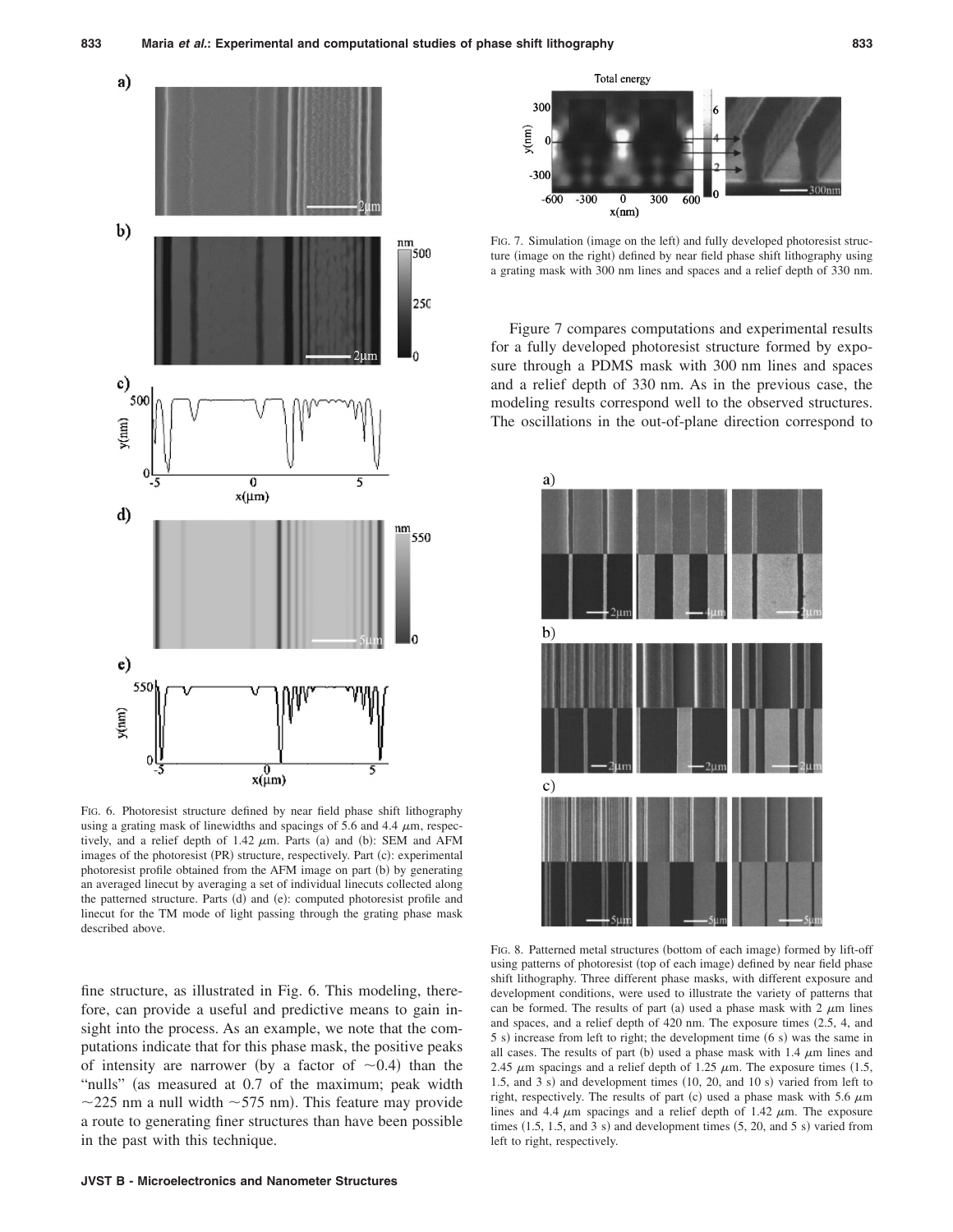a)

b)

nm
500
250
0

c)

500
y(nm)
0
-5 0 5
x(μm)

d)

nm
550
0

e)

550
y(nm)
0
-5 0 5
x(μm)

FIG. 6. Photoresist structure defined by near field phase shift lithography using a grating mask of linewidths and spacings of 5.6 and 4.4 $\mu$m, respectively, and a relief depth of 1.42 $\mu$m. Parts (a) and (b): SEM and AFM images of the photoresist (PR) structure, respectively. Part (c): experimental photoresist profile obtained from the AFM image on part (b) by generating an averaged linecut by averaging a set of individual linecuts collected along the patterned structure. Parts (d) and (e): computed photoresist profile and linecut for the TM mode of light passing through the grating phase mask described above.

fine structure, as illustrated in Fig. 6. This modeling, therefore, can provide a useful and predictive means to gain insight into the process. As an example, we note that the computations indicate that for this phase mask, the positive peaks of intensity are narrower (by a factor of ~0.4) than the "nulls" (as measured at 0.7 of the maximum; peak width ~225 nm a null width ~575 nm). This feature may provide a route to generating finer structures than have been possible in the past with this technique.

Total energy

300
y(nm) 0
-300
-600 -300 0 300 600
x(nm)

FIG. 7. Simulation (image on the left) and fully developed photoresist structure (image on the right) defined by near field phase shift lithography using a grating mask with 300 nm lines and spaces and a relief depth of 330 nm.

Figure 7 compares computations and experimental results for a fully developed photoresist structure formed by exposure through a PDMS mask with 300 nm lines and spaces and a relief depth of 330 nm. As in the previous case, the modeling results correspond well to the observed structures. The oscillations in the out-of-plane direction correspond to

FIG. 8. Patterned metal structures (bottom of each image) formed by lift-off using patterns of photoresist (top of each image) defined by near field phase shift lithography. Three different phase masks, with different exposure and development conditions, were used to illustrate the variety of patterns that can be formed. The results of part (a) used a phase mask with 2 $\mu$m lines and spaces, and a relief depth of 420 nm. The exposure times (2.5, 4, and 5 s) increase from left to right; the development time (6 s) was the same in all cases. The results of part (b) used a phase mask with 1.4 $\mu$m lines and 2.45 $\mu$m spacings and a relief depth of 1.25 $\mu$m. The exposure times (1.5, 1.5, and 3 s) and development times (10, 20, and 10 s) varied from left to right, respectively. The results of part (c) used a phase mask with 5.6 $\mu$m lines and 4.4 $\mu$m spacings and a relief depth of 1.42 $\mu$m. The exposure times (1.5, 1.5, and 3 s) and development times (5, 20, and 5 s) varied from left to right, respectively.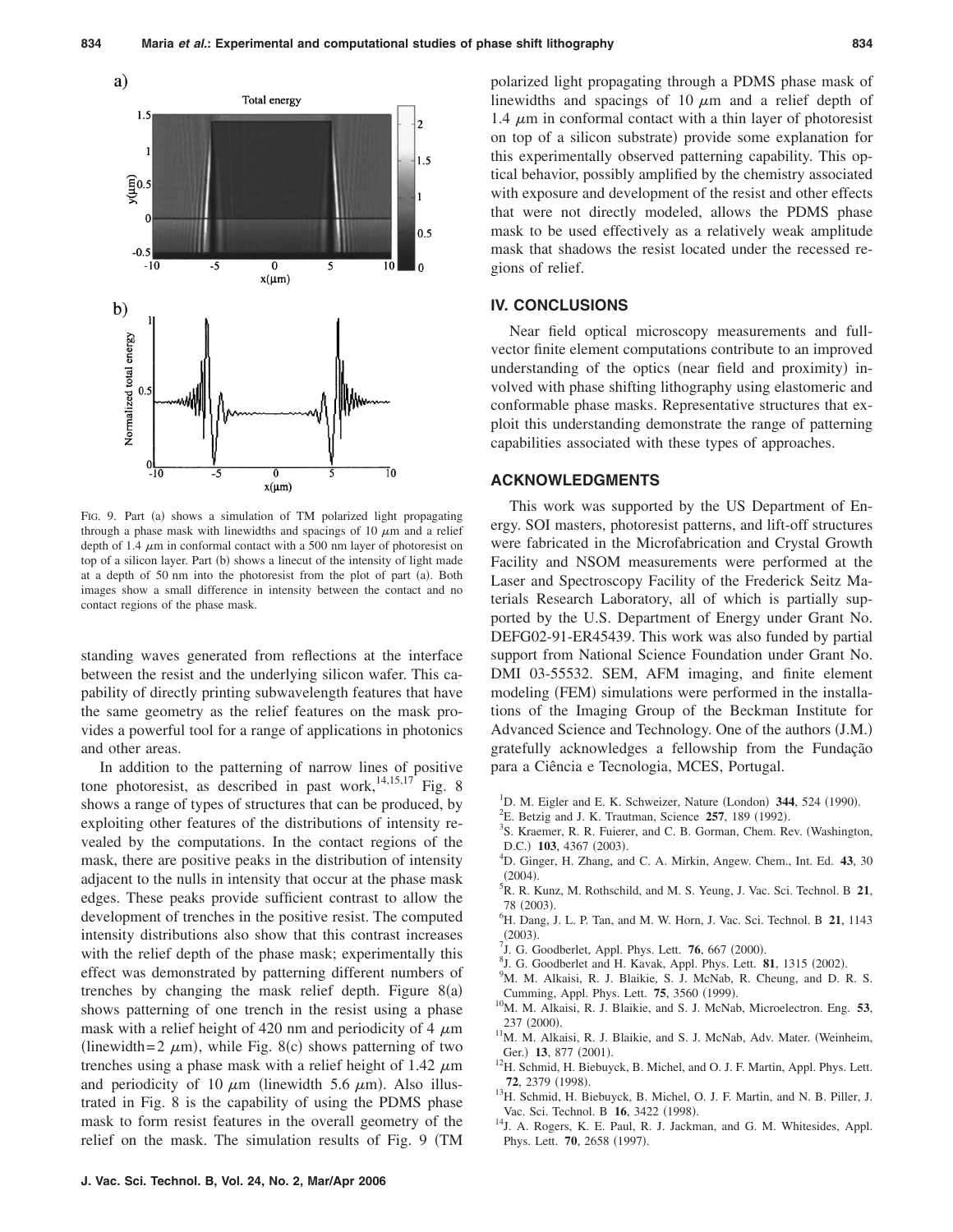a)

Total energy

1.5
1
0.5
0
-0.5
y(μm)
-10 -5 0 5 10
x(μm)
2
1.5
1
0.5
0

b)

Normalized total energy
1
0.5
0
-10 -5 0 5 10
x(μm)

FIG. 9. Part (a) shows a simulation of TM polarized light propagating through a phase mask with linewidths and spacings of 10 $\mu$m and a relief depth of 1.4 $\mu$m in conformal contact with a 500 nm layer of photoresist on top of a silicon layer. Part (b) shows a linecut of the intensity of light made at a depth of 50 nm into the photoresist from the plot of part (a). Both images show a small difference in intensity between the contact and no contact regions of the phase mask.

standing waves generated from reflections at the interface between the resist and the underlying silicon wafer. This capability of directly printing subwavelength features that have the same geometry as the relief features on the mask provides a powerful tool for a range of applications in photonics and other areas.

In addition to the patterning of narrow lines of positive tone photoresist, as described in past work,[14,15,17] Fig. 8 shows a range of types of structures that can be produced, by exploiting other features of the distributions of intensity revealed by the computations. In the contact regions of the mask, there are positive peaks in the distribution of intensity adjacent to the nulls in intensity that occur at the phase mask edges. These peaks provide sufficient contrast to allow the development of trenches in the positive resist. The computed intensity distributions also show that this contrast increases with the relief depth of the phase mask; experimentally this effect was demonstrated by patterning different numbers of trenches by changing the mask relief depth. Figure 8(a) shows patterning of one trench in the resist using a phase mask with a relief height of 420 nm and periodicity of 4 $\mu$m (linewidth=2 $\mu$m), while Fig. 8(c) shows patterning of two trenches using a phase mask with a relief height of 1.42 $\mu$m and periodicity of 10 $\mu$m (linewidth 5.6 $\mu$m). Also illustrated in Fig. 8 is the capability of using the PDMS phase mask to form resist features in the overall geometry of the relief on the mask. The simulation results of Fig. 9 (TM polarized light propagating through a PDMS phase mask of linewidths and spacings of 10 $\mu$m and a relief depth of 1.4 $\mu$m in conformal contact with a thin layer of photoresist on top of a silicon substrate) provide some explanation for this experimentally observed patterning capability. This optical behavior, possibly amplified by the chemistry associated with exposure and development of the resist and other effects that were not directly modeled, allows the PDMS phase mask to be used effectively as a relatively weak amplitude mask that shadows the resist located under the recessed regions of relief.

## IV. CONCLUSIONS

Near field optical microscopy measurements and full-vector finite element computations contribute to an improved understanding of the optics (near field and proximity) involved with phase shifting lithography using elastomeric and conformable phase masks. Representative structures that exploit this understanding demonstrate the range of patterning capabilities associated with these types of approaches.

## ACKNOWLEDGMENTS

This work was supported by the US Department of Energy. SOI masters, photoresist patterns, and lift-off structures were fabricated in the Microfabrication and Crystal Growth Facility and NSOM measurements were performed at the Laser and Spectroscopy Facility of the Frederick Seitz Materials Research Laboratory, all of which is partially supported by the U.S. Department of Energy under Grant No. DEFG02-91-ER45439. This work was also funded by partial support from National Science Foundation under Grant No. DMI 03-55532. SEM, AFM imaging, and finite element modeling (FEM) simulations were performed in the installations of the Imaging Group of the Beckman Institute for Advanced Science and Technology. One of the authors (J.M.) gratefully acknowledges a fellowship from the Fundação para a Ciência e Tecnologia, MCES, Portugal.

[1] D. M. Eigler and E. K. Schweizer, Nature (London) **344**, 524 (1990).
[2] E. Betzig and J. K. Trautman, Science **257**, 189 (1992).
[3] S. Kraemer, R. R. Fuierer, and C. B. Gorman, Chem. Rev. (Washington, D.C.) **103**, 4367 (2003).
[4] D. Ginger, H. Zhang, and C. A. Mirkin, Angew. Chem., Int. Ed. **43**, 30 (2004).
[5] R. R. Kunz, M. Rothschild, and M. S. Yeung, J. Vac. Sci. Technol. B **21**, 78 (2003).
[6] H. Dang, J. L. P. Tan, and M. W. Horn, J. Vac. Sci. Technol. B **21**, 1143 (2003).
[7] J. G. Goodberlet, Appl. Phys. Lett. **76**, 667 (2000).
[8] J. G. Goodberlet and H. Kavak, Appl. Phys. Lett. **81**, 1315 (2002).
[9] M. M. Alkaisi, R. J. Blaikie, S. J. McNab, R. Cheung, and D. R. S. Cumming, Appl. Phys. Lett. **75**, 3560 (1999).
[10] M. M. Alkaisi, R. J. Blaikie, and S. J. McNab, Microelectron. Eng. **53**, 237 (2000).
[11] M. M. Alkaisi, R. J. Blaikie, and S. J. McNab, Adv. Mater. (Weinheim, Ger.) **13**, 877 (2001).
[12] H. Schmid, H. Biebuyck, B. Michel, and O. J. F. Martin, Appl. Phys. Lett. **72**, 2379 (1998).
[13] H. Schmid, H. Biebuyck, B. Michel, O. J. F. Martin, and N. B. Piller, J. Vac. Sci. Technol. B **16**, 3422 (1998).
[14] J. A. Rogers, K. E. Paul, R. J. Jackman, and G. M. Whitesides, Appl. Phys. Lett. **70**, 2658 (1997).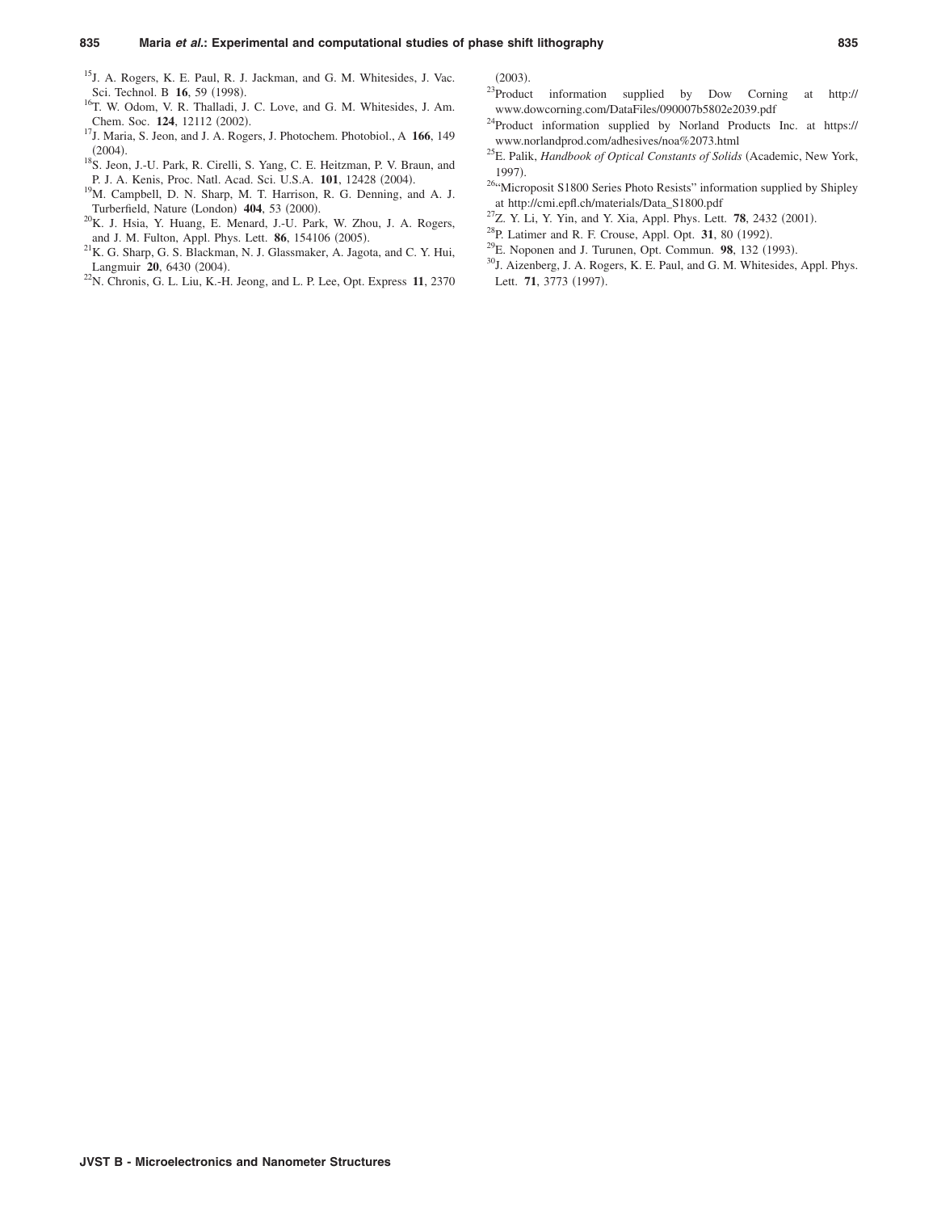[15] J. A. Rogers, K. E. Paul, R. J. Jackman, and G. M. Whitesides, J. Vac. Sci. Technol. B **16**, 59 (1998).

[16] T. W. Odom, V. R. Thalladi, J. C. Love, and G. M. Whitesides, J. Am. Chem. Soc. **124**, 12112 (2002).

[17] J. Maria, S. Jeon, and J. A. Rogers, J. Photochem. Photobiol., A **166**, 149 (2004).

[18] S. Jeon, J.-U. Park, R. Cirelli, S. Yang, C. E. Heitzman, P. V. Braun, and P. J. A. Kenis, Proc. Natl. Acad. Sci. U.S.A. **101**, 12428 (2004).

[19] M. Campbell, D. N. Sharp, M. T. Harrison, R. G. Denning, and A. J. Turberfield, Nature (London) **404**, 53 (2000).

[20] K. J. Hsia, Y. Huang, E. Menard, J.-U. Park, W. Zhou, J. A. Rogers, and J. M. Fulton, Appl. Phys. Lett. **86**, 154106 (2005).

[21] K. G. Sharp, G. S. Blackman, N. J. Glassmaker, A. Jagota, and C. Y. Hui, Langmuir **20**, 6430 (2004).

[22] N. Chronis, G. L. Liu, K.-H. Jeong, and L. P. Lee, Opt. Express **11**, 2370 (2003).

[23] Product information supplied by Dow Corning at http://www.dowcorning.com/DataFiles/090007b5802e2039.pdf

[24] Product information supplied by Norland Products Inc. at https://www.norlandprod.com/adhesives/noa%2073.html

[25] E. Palik, *Handbook of Optical Constants of Solids* (Academic, New York, 1997).

[26] "Microposit S1800 Series Photo Resists" information supplied by Shipley at http://cmi.epfl.ch/materials/Data_S1800.pdf

[27] Z. Y. Li, Y. Yin, and Y. Xia, Appl. Phys. Lett. **78**, 2432 (2001).

[28] P. Latimer and R. F. Crouse, Appl. Opt. **31**, 80 (1992).

[29] E. Noponen and J. Turunen, Opt. Commun. **98**, 132 (1993).

[30] J. Aizenberg, J. A. Rogers, K. E. Paul, and G. M. Whitesides, Appl. Phys. Lett. **71**, 3773 (1997).